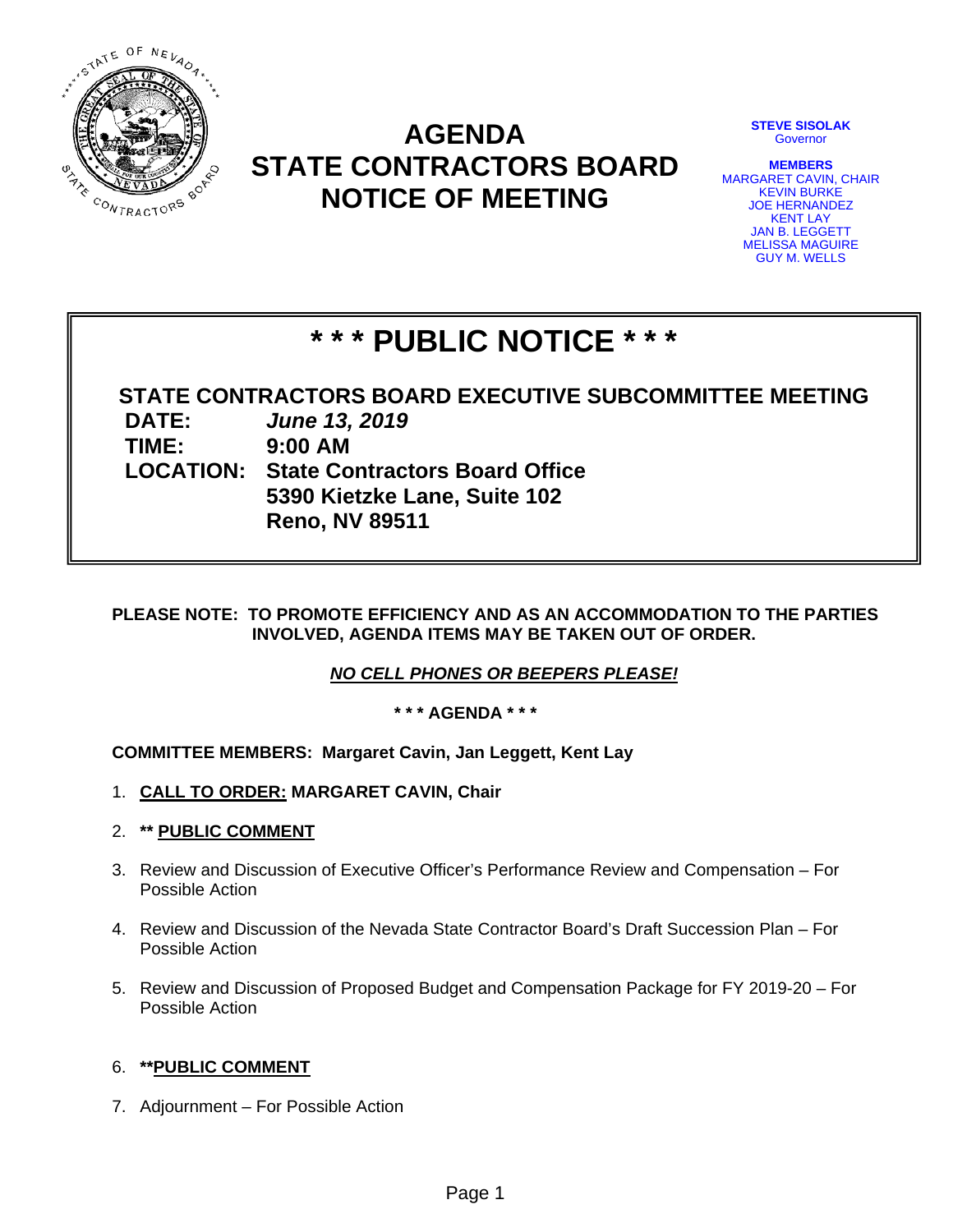# AGENDA
# STATE CONTRACTORS BOARD
# NOTICE OF MEETING

**STEVE SISOLAK**
Governor

**MEMBERS**
MARGARET CAVIN, CHAIR
KEVIN BURKE
JOE HERNANDEZ
KENT LAY
JAN B. LEGGETT
MELISSA MAGUIRE
GUY M. WELLS

## * * * PUBLIC NOTICE * * *

**STATE CONTRACTORS BOARD EXECUTIVE SUBCOMMITTEE MEETING**

**DATE:** ***June 13, 2019***
**TIME:** **9:00 AM**
**LOCATION:** **State Contractors Board Office**
**5390 Kietzke Lane, Suite 102**
**Reno, NV 89511**

**PLEASE NOTE: TO PROMOTE EFFICIENCY AND AS AN ACCOMMODATION TO THE PARTIES INVOLVED, AGENDA ITEMS MAY BE TAKEN OUT OF ORDER.**

***NO CELL PHONES OR BEEPERS PLEASE!***

**\* \* \* AGENDA \* \* \***

**COMMITTEE MEMBERS: Margaret Cavin, Jan Leggett, Kent Lay**

1. **CALL TO ORDER: MARGARET CAVIN, Chair**
2. **\*\* PUBLIC COMMENT**
3. Review and Discussion of Executive Officer's Performance Review and Compensation – For Possible Action
4. Review and Discussion of the Nevada State Contractor Board's Draft Succession Plan – For Possible Action
5. Review and Discussion of Proposed Budget and Compensation Package for FY 2019-20 – For Possible Action
6. **\*\*PUBLIC COMMENT**
7. Adjournment – For Possible Action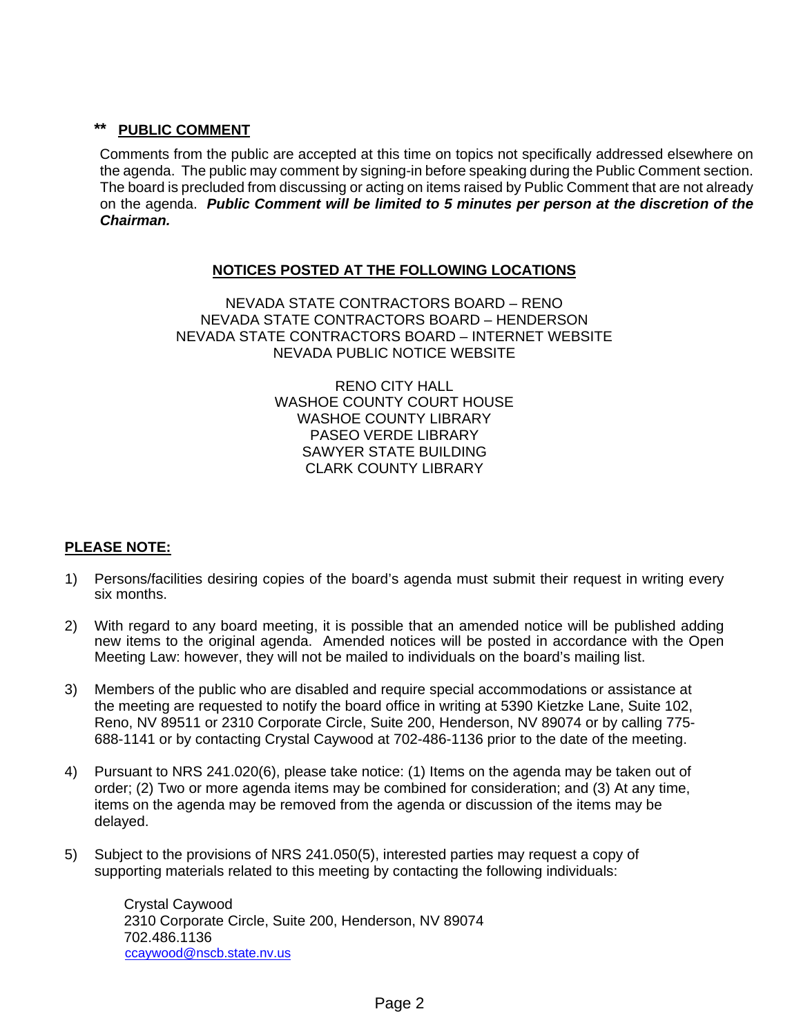## ** PUBLIC COMMENT

Comments from the public are accepted at this time on topics not specifically addressed elsewhere on the agenda. The public may comment by signing-in before speaking during the Public Comment section. The board is precluded from discussing or acting on items raised by Public Comment that are not already on the agenda. ***Public Comment will be limited to 5 minutes per person at the discretion of the Chairman.***

## NOTICES POSTED AT THE FOLLOWING LOCATIONS

NEVADA STATE CONTRACTORS BOARD – RENO
NEVADA STATE CONTRACTORS BOARD – HENDERSON
NEVADA STATE CONTRACTORS BOARD – INTERNET WEBSITE
NEVADA PUBLIC NOTICE WEBSITE

RENO CITY HALL
WASHOE COUNTY COURT HOUSE
WASHOE COUNTY LIBRARY
PASEO VERDE LIBRARY
SAWYER STATE BUILDING
CLARK COUNTY LIBRARY

## PLEASE NOTE:

1) Persons/facilities desiring copies of the board's agenda must submit their request in writing every six months.

2) With regard to any board meeting, it is possible that an amended notice will be published adding new items to the original agenda. Amended notices will be posted in accordance with the Open Meeting Law: however, they will not be mailed to individuals on the board's mailing list.

3) Members of the public who are disabled and require special accommodations or assistance at the meeting are requested to notify the board office in writing at 5390 Kietzke Lane, Suite 102, Reno, NV 89511 or 2310 Corporate Circle, Suite 200, Henderson, NV 89074 or by calling 775-688-1141 or by contacting Crystal Caywood at 702-486-1136 prior to the date of the meeting.

4) Pursuant to NRS 241.020(6), please take notice: (1) Items on the agenda may be taken out of order; (2) Two or more agenda items may be combined for consideration; and (3) At any time, items on the agenda may be removed from the agenda or discussion of the items may be delayed.

5) Subject to the provisions of NRS 241.050(5), interested parties may request a copy of supporting materials related to this meeting by contacting the following individuals:

   Crystal Caywood
   2310 Corporate Circle, Suite 200, Henderson, NV 89074
   702.486.1136
   ccaywood@nscb.state.nv.us